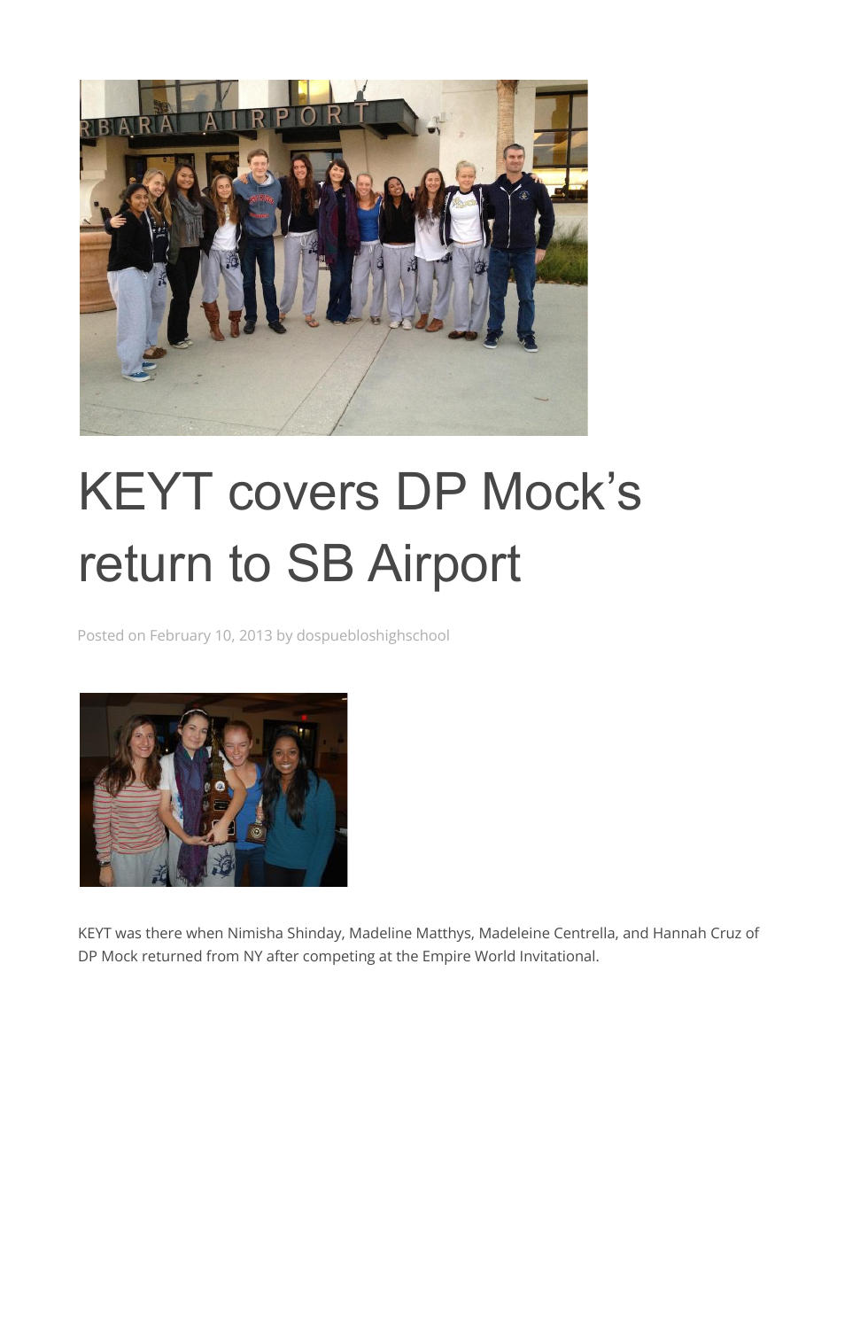# KEYT covers DP Mock's return to SB Airport

Posted on February 10, 2013 by dospuebloshighschool

KEYT was there when Nimisha Shinday, Madeline Matthys, Madeleine Centrella, and Hannah Cruz of DP Mock returned from NY after competing at the Empire World Invitational.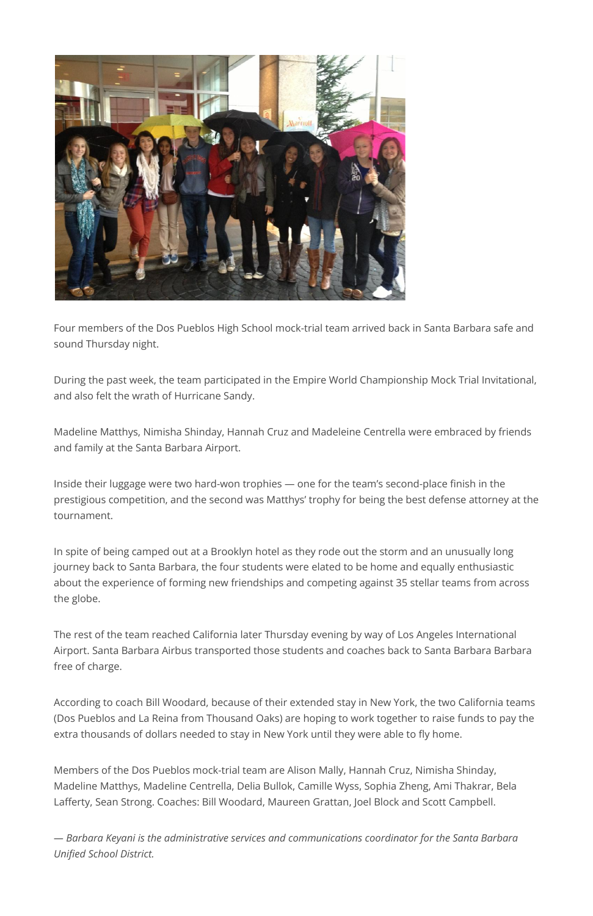Four members of the Dos Pueblos High School mock-trial team arrived back in Santa Barbara safe and sound Thursday night.

During the past week, the team participated in the Empire World Championship Mock Trial Invitational, and also felt the wrath of Hurricane Sandy.

Madeline Matthys, Nimisha Shinday, Hannah Cruz and Madeleine Centrella were embraced by friends and family at the Santa Barbara Airport.

Inside their luggage were two hard-won trophies — one for the team's second-place finish in the prestigious competition, and the second was Matthys' trophy for being the best defense attorney at the tournament.

In spite of being camped out at a Brooklyn hotel as they rode out the storm and an unusually long journey back to Santa Barbara, the four students were elated to be home and equally enthusiastic about the experience of forming new friendships and competing against 35 stellar teams from across the globe.

The rest of the team reached California later Thursday evening by way of Los Angeles International Airport. Santa Barbara Airbus transported those students and coaches back to Santa Barbara Barbara free of charge.

According to coach Bill Woodard, because of their extended stay in New York, the two California teams (Dos Pueblos and La Reina from Thousand Oaks) are hoping to work together to raise funds to pay the extra thousands of dollars needed to stay in New York until they were able to fly home.

Members of the Dos Pueblos mock-trial team are Alison Mally, Hannah Cruz, Nimisha Shinday, Madeline Matthys, Madeline Centrella, Delia Bullok, Camille Wyss, Sophia Zheng, Ami Thakrar, Bela Lafferty, Sean Strong. Coaches: Bill Woodard, Maureen Grattan, Joel Block and Scott Campbell.

*— Barbara Keyani is the administrative services and communications coordinator for the Santa Barbara Unified School District.*